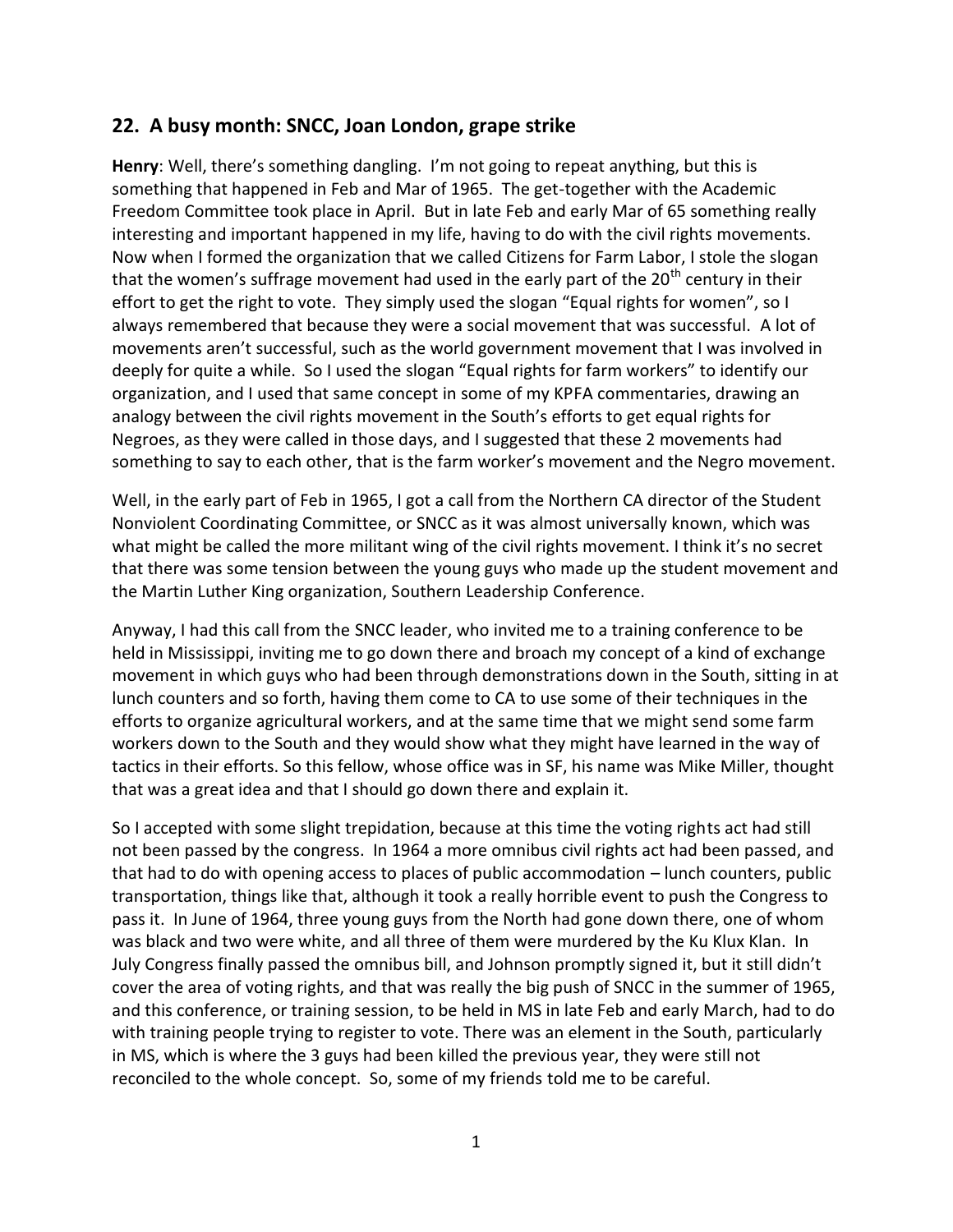## 22. A busy month: SNCC, Joan London, grape strike

**Henry**: Well, there's something dangling. I'm not going to repeat anything, but this is something that happened in Feb and Mar of 1965. The get-together with the Academic Freedom Committee took place in April. But in late Feb and early Mar of 65 something really interesting and important happened in my life, having to do with the civil rights movements. Now when I formed the organization that we called Citizens for Farm Labor, I stole the slogan that the women's suffrage movement had used in the early part of the 20th century in their effort to get the right to vote. They simply used the slogan "Equal rights for women", so I always remembered that because they were a social movement that was successful. A lot of movements aren't successful, such as the world government movement that I was involved in deeply for quite a while. So I used the slogan "Equal rights for farm workers" to identify our organization, and I used that same concept in some of my KPFA commentaries, drawing an analogy between the civil rights movement in the South's efforts to get equal rights for Negroes, as they were called in those days, and I suggested that these 2 movements had something to say to each other, that is the farm worker's movement and the Negro movement.

Well, in the early part of Feb in 1965, I got a call from the Northern CA director of the Student Nonviolent Coordinating Committee, or SNCC as it was almost universally known, which was what might be called the more militant wing of the civil rights movement. I think it's no secret that there was some tension between the young guys who made up the student movement and the Martin Luther King organization, Southern Leadership Conference.

Anyway, I had this call from the SNCC leader, who invited me to a training conference to be held in Mississippi, inviting me to go down there and broach my concept of a kind of exchange movement in which guys who had been through demonstrations down in the South, sitting in at lunch counters and so forth, having them come to CA to use some of their techniques in the efforts to organize agricultural workers, and at the same time that we might send some farm workers down to the South and they would show what they might have learned in the way of tactics in their efforts. So this fellow, whose office was in SF, his name was Mike Miller, thought that was a great idea and that I should go down there and explain it.

So I accepted with some slight trepidation, because at this time the voting rights act had still not been passed by the congress. In 1964 a more omnibus civil rights act had been passed, and that had to do with opening access to places of public accommodation – lunch counters, public transportation, things like that, although it took a really horrible event to push the Congress to pass it. In June of 1964, three young guys from the North had gone down there, one of whom was black and two were white, and all three of them were murdered by the Ku Klux Klan. In July Congress finally passed the omnibus bill, and Johnson promptly signed it, but it still didn't cover the area of voting rights, and that was really the big push of SNCC in the summer of 1965, and this conference, or training session, to be held in MS in late Feb and early March, had to do with training people trying to register to vote. There was an element in the South, particularly in MS, which is where the 3 guys had been killed the previous year, they were still not reconciled to the whole concept. So, some of my friends told me to be careful.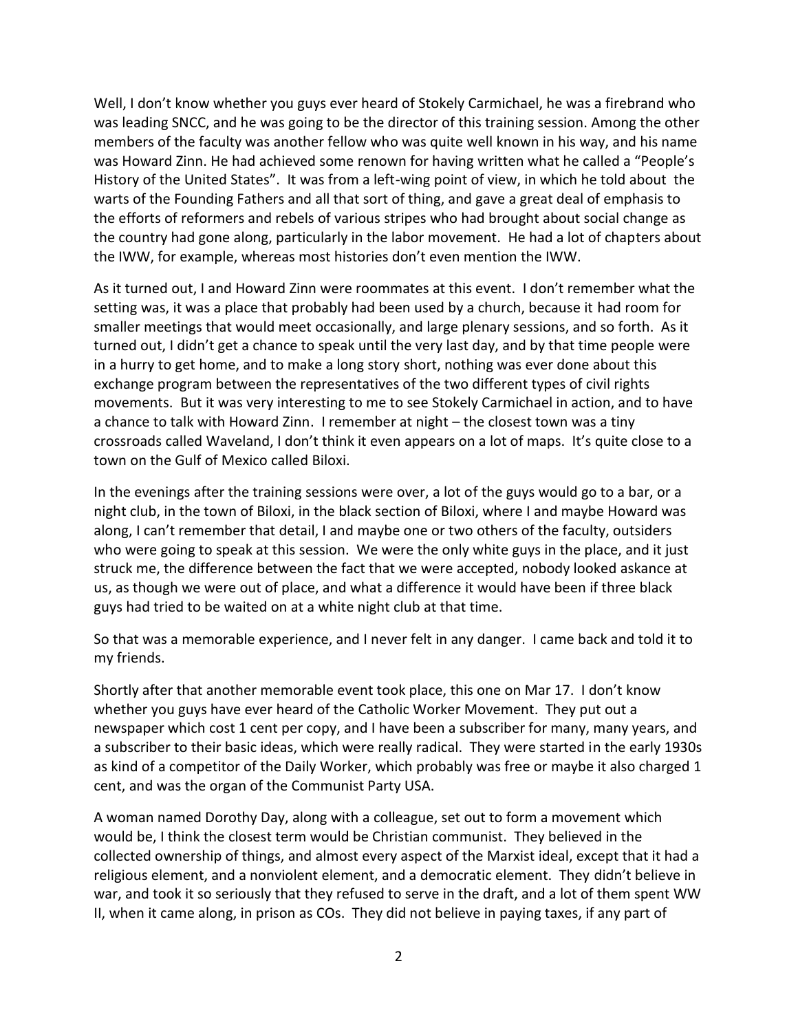Well, I don't know whether you guys ever heard of Stokely Carmichael, he was a firebrand who was leading SNCC, and he was going to be the director of this training session. Among the other members of the faculty was another fellow who was quite well known in his way, and his name was Howard Zinn. He had achieved some renown for having written what he called a "People's History of the United States". It was from a left-wing point of view, in which he told about the warts of the Founding Fathers and all that sort of thing, and gave a great deal of emphasis to the efforts of reformers and rebels of various stripes who had brought about social change as the country had gone along, particularly in the labor movement. He had a lot of chapters about the IWW, for example, whereas most histories don't even mention the IWW.

As it turned out, I and Howard Zinn were roommates at this event. I don't remember what the setting was, it was a place that probably had been used by a church, because it had room for smaller meetings that would meet occasionally, and large plenary sessions, and so forth. As it turned out, I didn't get a chance to speak until the very last day, and by that time people were in a hurry to get home, and to make a long story short, nothing was ever done about this exchange program between the representatives of the two different types of civil rights movements. But it was very interesting to me to see Stokely Carmichael in action, and to have a chance to talk with Howard Zinn. I remember at night – the closest town was a tiny crossroads called Waveland, I don't think it even appears on a lot of maps. It's quite close to a town on the Gulf of Mexico called Biloxi.

In the evenings after the training sessions were over, a lot of the guys would go to a bar, or a night club, in the town of Biloxi, in the black section of Biloxi, where I and maybe Howard was along, I can't remember that detail, I and maybe one or two others of the faculty, outsiders who were going to speak at this session. We were the only white guys in the place, and it just struck me, the difference between the fact that we were accepted, nobody looked askance at us, as though we were out of place, and what a difference it would have been if three black guys had tried to be waited on at a white night club at that time.

So that was a memorable experience, and I never felt in any danger. I came back and told it to my friends.

Shortly after that another memorable event took place, this one on Mar 17. I don't know whether you guys have ever heard of the Catholic Worker Movement. They put out a newspaper which cost 1 cent per copy, and I have been a subscriber for many, many years, and a subscriber to their basic ideas, which were really radical. They were started in the early 1930s as kind of a competitor of the Daily Worker, which probably was free or maybe it also charged 1 cent, and was the organ of the Communist Party USA.

A woman named Dorothy Day, along with a colleague, set out to form a movement which would be, I think the closest term would be Christian communist. They believed in the collected ownership of things, and almost every aspect of the Marxist ideal, except that it had a religious element, and a nonviolent element, and a democratic element. They didn't believe in war, and took it so seriously that they refused to serve in the draft, and a lot of them spent WW II, when it came along, in prison as COs. They did not believe in paying taxes, if any part of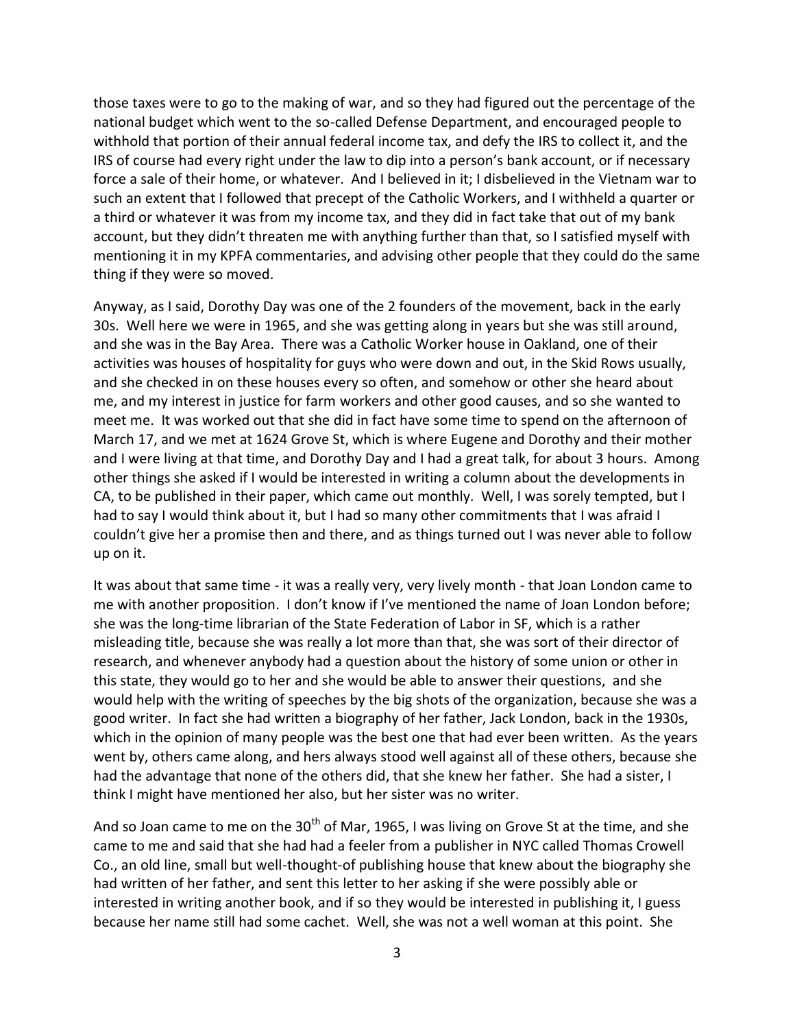those taxes were to go to the making of war, and so they had figured out the percentage of the national budget which went to the so-called Defense Department, and encouraged people to withhold that portion of their annual federal income tax, and defy the IRS to collect it, and the IRS of course had every right under the law to dip into a person's bank account, or if necessary force a sale of their home, or whatever. And I believed in it; I disbelieved in the Vietnam war to such an extent that I followed that precept of the Catholic Workers, and I withheld a quarter or a third or whatever it was from my income tax, and they did in fact take that out of my bank account, but they didn't threaten me with anything further than that, so I satisfied myself with mentioning it in my KPFA commentaries, and advising other people that they could do the same thing if they were so moved.

Anyway, as I said, Dorothy Day was one of the 2 founders of the movement, back in the early 30s. Well here we were in 1965, and she was getting along in years but she was still around, and she was in the Bay Area. There was a Catholic Worker house in Oakland, one of their activities was houses of hospitality for guys who were down and out, in the Skid Rows usually, and she checked in on these houses every so often, and somehow or other she heard about me, and my interest in justice for farm workers and other good causes, and so she wanted to meet me. It was worked out that she did in fact have some time to spend on the afternoon of March 17, and we met at 1624 Grove St, which is where Eugene and Dorothy and their mother and I were living at that time, and Dorothy Day and I had a great talk, for about 3 hours. Among other things she asked if I would be interested in writing a column about the developments in CA, to be published in their paper, which came out monthly. Well, I was sorely tempted, but I had to say I would think about it, but I had so many other commitments that I was afraid I couldn't give her a promise then and there, and as things turned out I was never able to follow up on it.

It was about that same time - it was a really very, very lively month - that Joan London came to me with another proposition. I don't know if I've mentioned the name of Joan London before; she was the long-time librarian of the State Federation of Labor in SF, which is a rather misleading title, because she was really a lot more than that, she was sort of their director of research, and whenever anybody had a question about the history of some union or other in this state, they would go to her and she would be able to answer their questions, and she would help with the writing of speeches by the big shots of the organization, because she was a good writer. In fact she had written a biography of her father, Jack London, back in the 1930s, which in the opinion of many people was the best one that had ever been written. As the years went by, others came along, and hers always stood well against all of these others, because she had the advantage that none of the others did, that she knew her father. She had a sister, I think I might have mentioned her also, but her sister was no writer.

And so Joan came to me on the 30th of Mar, 1965, I was living on Grove St at the time, and she came to me and said that she had had a feeler from a publisher in NYC called Thomas Crowell Co., an old line, small but well-thought-of publishing house that knew about the biography she had written of her father, and sent this letter to her asking if she were possibly able or interested in writing another book, and if so they would be interested in publishing it, I guess because her name still had some cachet. Well, she was not a well woman at this point. She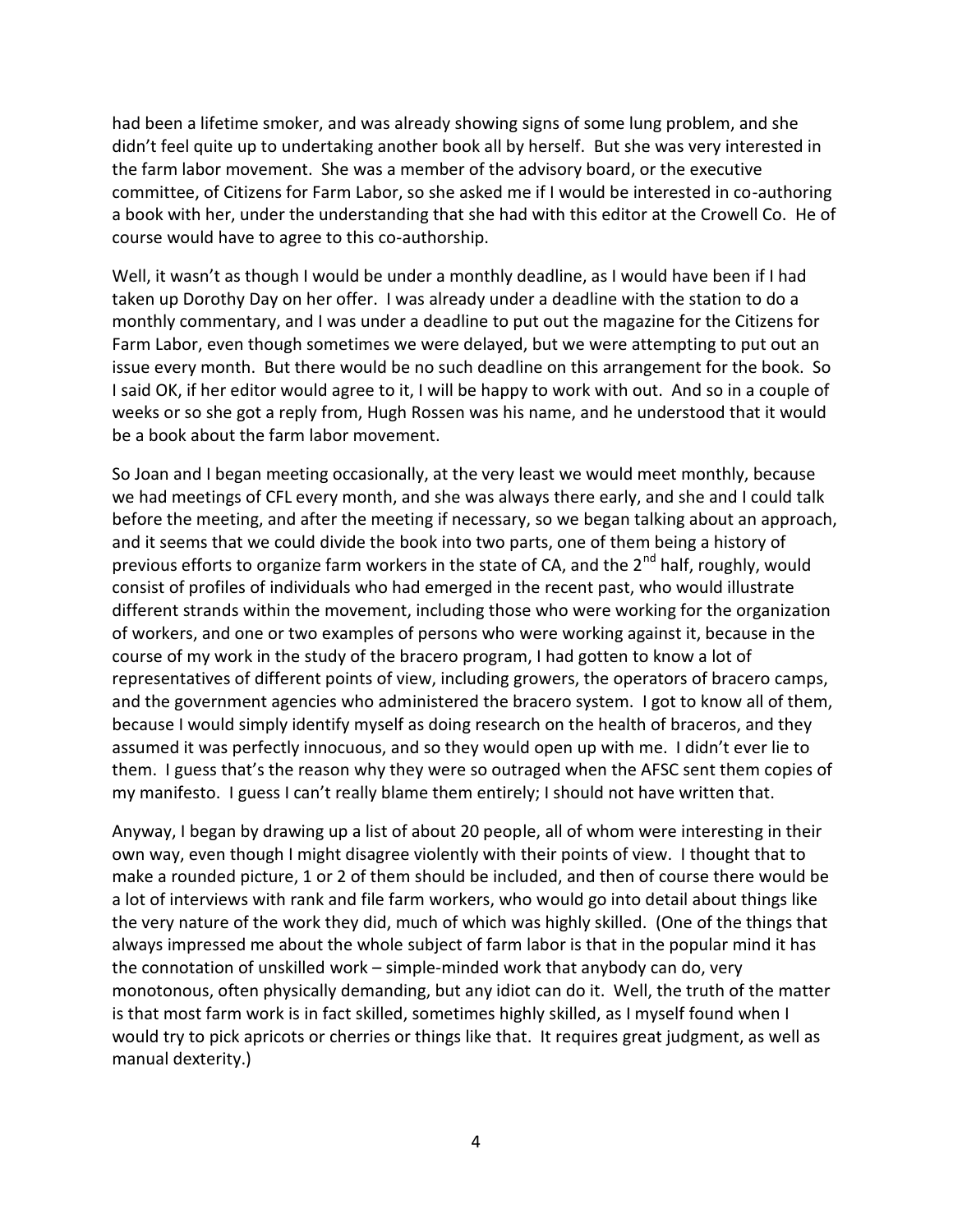had been a lifetime smoker, and was already showing signs of some lung problem, and she didn't feel quite up to undertaking another book all by herself. But she was very interested in the farm labor movement. She was a member of the advisory board, or the executive committee, of Citizens for Farm Labor, so she asked me if I would be interested in co-authoring a book with her, under the understanding that she had with this editor at the Crowell Co. He of course would have to agree to this co-authorship.

Well, it wasn't as though I would be under a monthly deadline, as I would have been if I had taken up Dorothy Day on her offer. I was already under a deadline with the station to do a monthly commentary, and I was under a deadline to put out the magazine for the Citizens for Farm Labor, even though sometimes we were delayed, but we were attempting to put out an issue every month. But there would be no such deadline on this arrangement for the book. So I said OK, if her editor would agree to it, I will be happy to work with out. And so in a couple of weeks or so she got a reply from, Hugh Rossen was his name, and he understood that it would be a book about the farm labor movement.

So Joan and I began meeting occasionally, at the very least we would meet monthly, because we had meetings of CFL every month, and she was always there early, and she and I could talk before the meeting, and after the meeting if necessary, so we began talking about an approach, and it seems that we could divide the book into two parts, one of them being a history of previous efforts to organize farm workers in the state of CA, and the 2nd half, roughly, would consist of profiles of individuals who had emerged in the recent past, who would illustrate different strands within the movement, including those who were working for the organization of workers, and one or two examples of persons who were working against it, because in the course of my work in the study of the bracero program, I had gotten to know a lot of representatives of different points of view, including growers, the operators of bracero camps, and the government agencies who administered the bracero system. I got to know all of them, because I would simply identify myself as doing research on the health of braceros, and they assumed it was perfectly innocuous, and so they would open up with me. I didn't ever lie to them. I guess that's the reason why they were so outraged when the AFSC sent them copies of my manifesto. I guess I can't really blame them entirely; I should not have written that.

Anyway, I began by drawing up a list of about 20 people, all of whom were interesting in their own way, even though I might disagree violently with their points of view. I thought that to make a rounded picture, 1 or 2 of them should be included, and then of course there would be a lot of interviews with rank and file farm workers, who would go into detail about things like the very nature of the work they did, much of which was highly skilled. (One of the things that always impressed me about the whole subject of farm labor is that in the popular mind it has the connotation of unskilled work – simple-minded work that anybody can do, very monotonous, often physically demanding, but any idiot can do it. Well, the truth of the matter is that most farm work is in fact skilled, sometimes highly skilled, as I myself found when I would try to pick apricots or cherries or things like that. It requires great judgment, as well as manual dexterity.)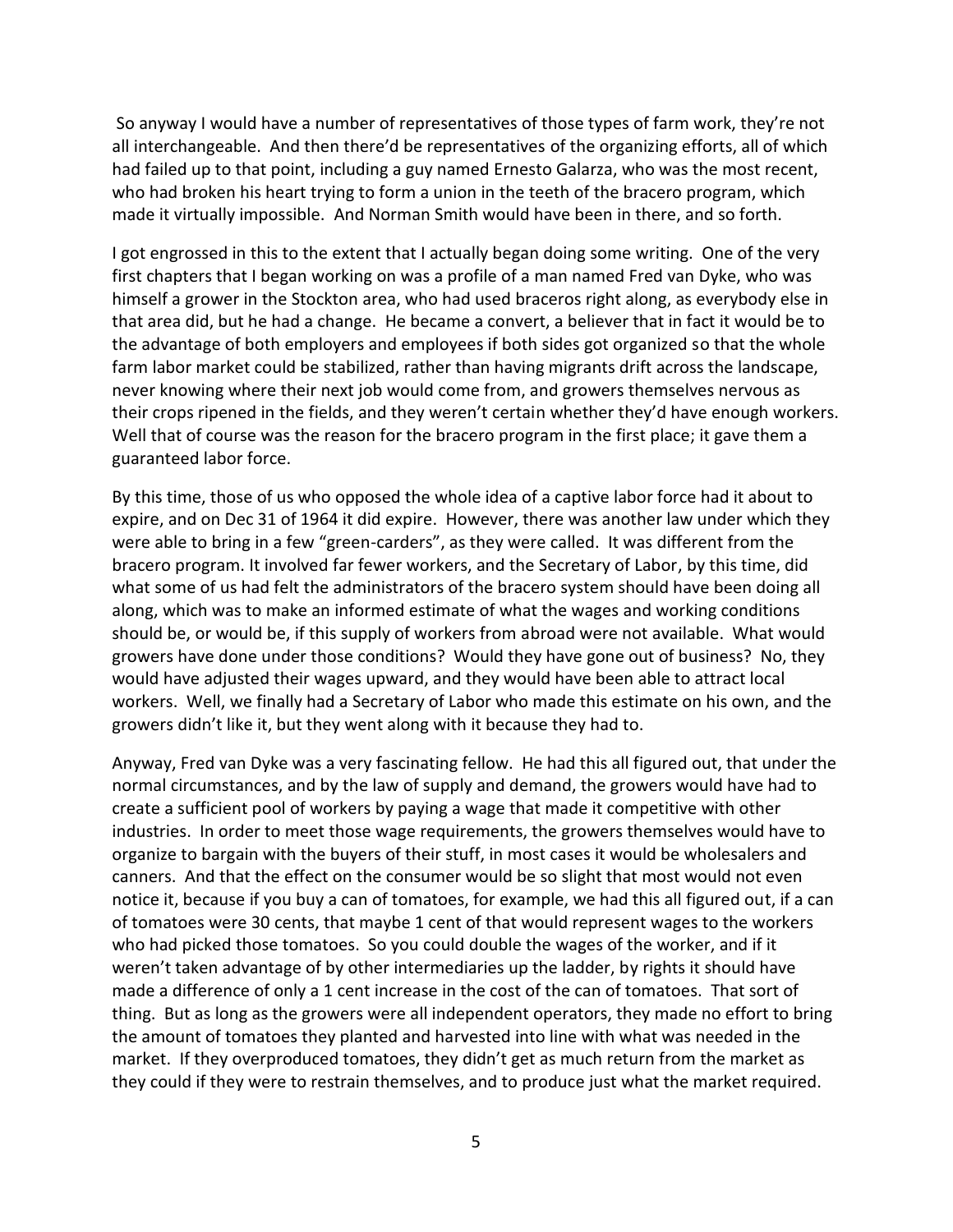So anyway I would have a number of representatives of those types of farm work, they're not all interchangeable. And then there'd be representatives of the organizing efforts, all of which had failed up to that point, including a guy named Ernesto Galarza, who was the most recent, who had broken his heart trying to form a union in the teeth of the bracero program, which made it virtually impossible. And Norman Smith would have been in there, and so forth.

I got engrossed in this to the extent that I actually began doing some writing. One of the very first chapters that I began working on was a profile of a man named Fred van Dyke, who was himself a grower in the Stockton area, who had used braceros right along, as everybody else in that area did, but he had a change. He became a convert, a believer that in fact it would be to the advantage of both employers and employees if both sides got organized so that the whole farm labor market could be stabilized, rather than having migrants drift across the landscape, never knowing where their next job would come from, and growers themselves nervous as their crops ripened in the fields, and they weren't certain whether they'd have enough workers. Well that of course was the reason for the bracero program in the first place; it gave them a guaranteed labor force.

By this time, those of us who opposed the whole idea of a captive labor force had it about to expire, and on Dec 31 of 1964 it did expire. However, there was another law under which they were able to bring in a few "green-carders", as they were called. It was different from the bracero program. It involved far fewer workers, and the Secretary of Labor, by this time, did what some of us had felt the administrators of the bracero system should have been doing all along, which was to make an informed estimate of what the wages and working conditions should be, or would be, if this supply of workers from abroad were not available. What would growers have done under those conditions? Would they have gone out of business? No, they would have adjusted their wages upward, and they would have been able to attract local workers. Well, we finally had a Secretary of Labor who made this estimate on his own, and the growers didn't like it, but they went along with it because they had to.

Anyway, Fred van Dyke was a very fascinating fellow. He had this all figured out, that under the normal circumstances, and by the law of supply and demand, the growers would have had to create a sufficient pool of workers by paying a wage that made it competitive with other industries. In order to meet those wage requirements, the growers themselves would have to organize to bargain with the buyers of their stuff, in most cases it would be wholesalers and canners. And that the effect on the consumer would be so slight that most would not even notice it, because if you buy a can of tomatoes, for example, we had this all figured out, if a can of tomatoes were 30 cents, that maybe 1 cent of that would represent wages to the workers who had picked those tomatoes. So you could double the wages of the worker, and if it weren't taken advantage of by other intermediaries up the ladder, by rights it should have made a difference of only a 1 cent increase in the cost of the can of tomatoes. That sort of thing. But as long as the growers were all independent operators, they made no effort to bring the amount of tomatoes they planted and harvested into line with what was needed in the market. If they overproduced tomatoes, they didn't get as much return from the market as they could if they were to restrain themselves, and to produce just what the market required.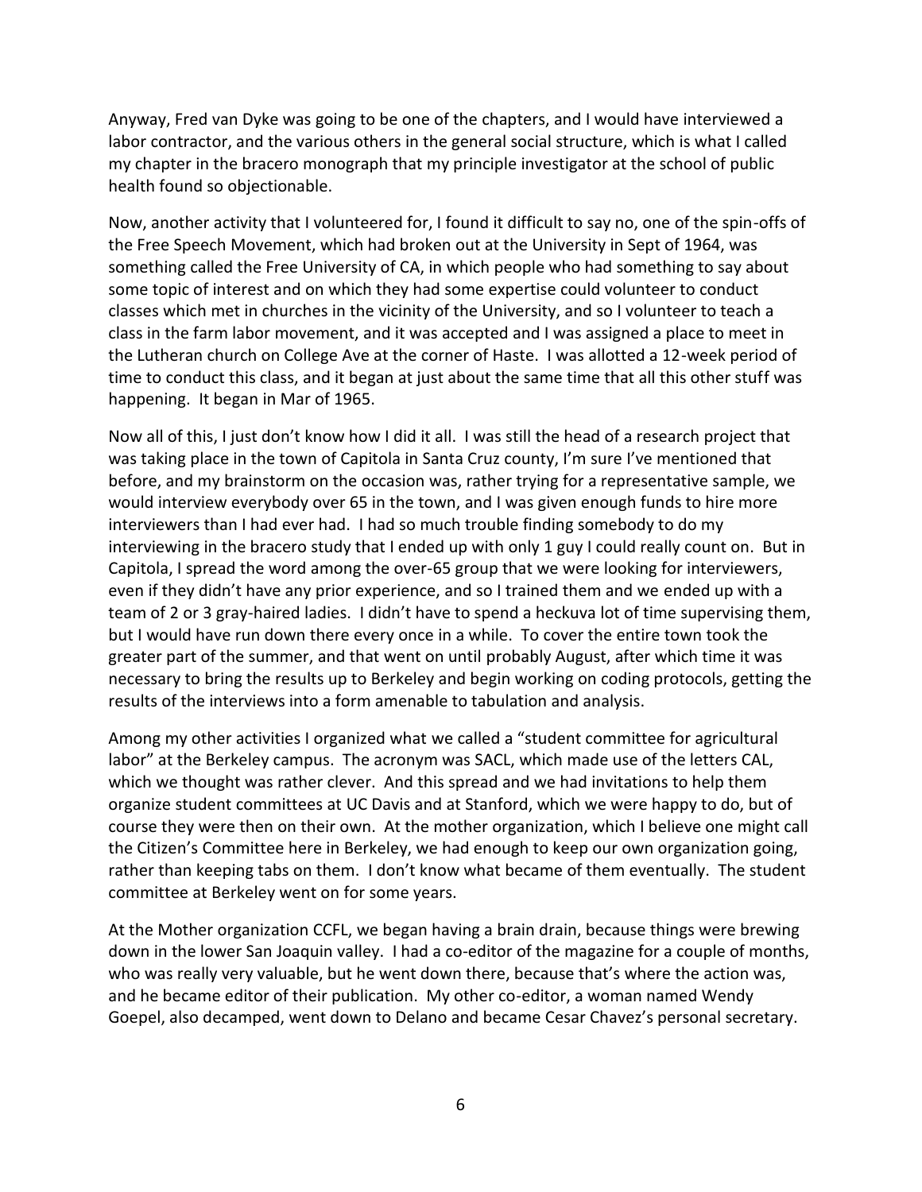Anyway, Fred van Dyke was going to be one of the chapters, and I would have interviewed a labor contractor, and the various others in the general social structure, which is what I called my chapter in the bracero monograph that my principle investigator at the school of public health found so objectionable.

Now, another activity that I volunteered for, I found it difficult to say no, one of the spin-offs of the Free Speech Movement, which had broken out at the University in Sept of 1964, was something called the Free University of CA, in which people who had something to say about some topic of interest and on which they had some expertise could volunteer to conduct classes which met in churches in the vicinity of the University, and so I volunteer to teach a class in the farm labor movement, and it was accepted and I was assigned a place to meet in the Lutheran church on College Ave at the corner of Haste. I was allotted a 12-week period of time to conduct this class, and it began at just about the same time that all this other stuff was happening. It began in Mar of 1965.

Now all of this, I just don't know how I did it all. I was still the head of a research project that was taking place in the town of Capitola in Santa Cruz county, I'm sure I've mentioned that before, and my brainstorm on the occasion was, rather trying for a representative sample, we would interview everybody over 65 in the town, and I was given enough funds to hire more interviewers than I had ever had. I had so much trouble finding somebody to do my interviewing in the bracero study that I ended up with only 1 guy I could really count on. But in Capitola, I spread the word among the over-65 group that we were looking for interviewers, even if they didn't have any prior experience, and so I trained them and we ended up with a team of 2 or 3 gray-haired ladies. I didn't have to spend a heckuva lot of time supervising them, but I would have run down there every once in a while. To cover the entire town took the greater part of the summer, and that went on until probably August, after which time it was necessary to bring the results up to Berkeley and begin working on coding protocols, getting the results of the interviews into a form amenable to tabulation and analysis.

Among my other activities I organized what we called a "student committee for agricultural labor" at the Berkeley campus. The acronym was SACL, which made use of the letters CAL, which we thought was rather clever. And this spread and we had invitations to help them organize student committees at UC Davis and at Stanford, which we were happy to do, but of course they were then on their own. At the mother organization, which I believe one might call the Citizen's Committee here in Berkeley, we had enough to keep our own organization going, rather than keeping tabs on them. I don't know what became of them eventually. The student committee at Berkeley went on for some years.

At the Mother organization CCFL, we began having a brain drain, because things were brewing down in the lower San Joaquin valley. I had a co-editor of the magazine for a couple of months, who was really very valuable, but he went down there, because that's where the action was, and he became editor of their publication. My other co-editor, a woman named Wendy Goepel, also decamped, went down to Delano and became Cesar Chavez's personal secretary.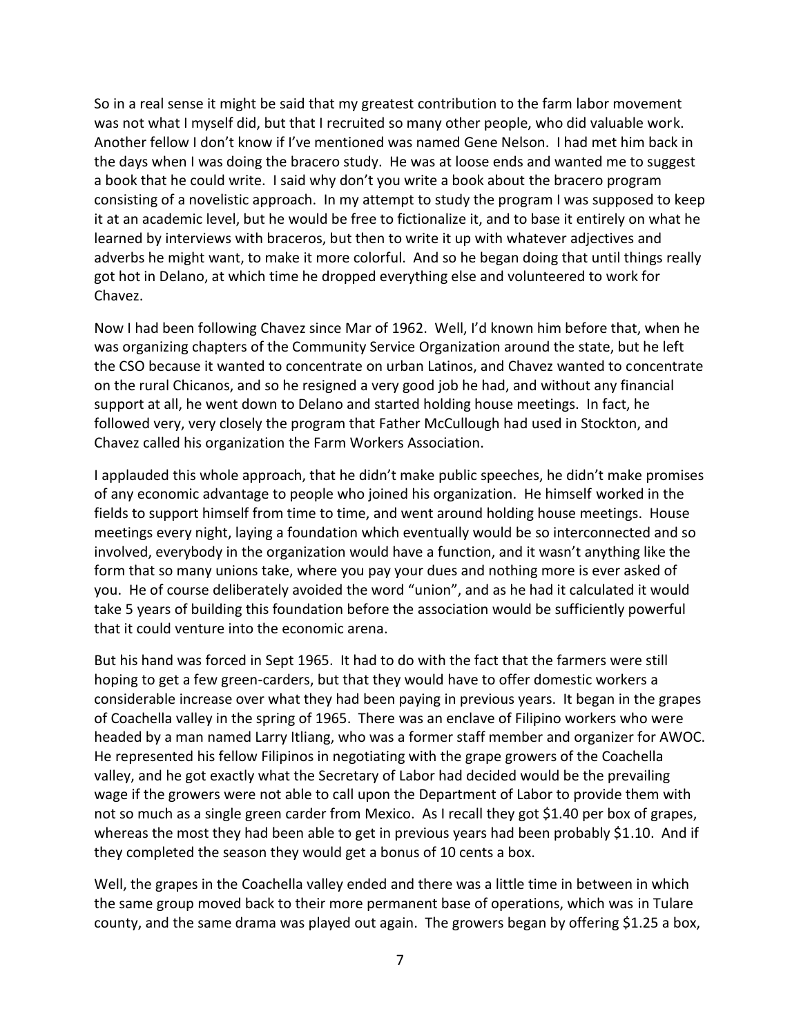So in a real sense it might be said that my greatest contribution to the farm labor movement was not what I myself did, but that I recruited so many other people, who did valuable work. Another fellow I don't know if I've mentioned was named Gene Nelson. I had met him back in the days when I was doing the bracero study. He was at loose ends and wanted me to suggest a book that he could write. I said why don't you write a book about the bracero program consisting of a novelistic approach. In my attempt to study the program I was supposed to keep it at an academic level, but he would be free to fictionalize it, and to base it entirely on what he learned by interviews with braceros, but then to write it up with whatever adjectives and adverbs he might want, to make it more colorful. And so he began doing that until things really got hot in Delano, at which time he dropped everything else and volunteered to work for Chavez.

Now I had been following Chavez since Mar of 1962. Well, I'd known him before that, when he was organizing chapters of the Community Service Organization around the state, but he left the CSO because it wanted to concentrate on urban Latinos, and Chavez wanted to concentrate on the rural Chicanos, and so he resigned a very good job he had, and without any financial support at all, he went down to Delano and started holding house meetings. In fact, he followed very, very closely the program that Father McCullough had used in Stockton, and Chavez called his organization the Farm Workers Association.

I applauded this whole approach, that he didn't make public speeches, he didn't make promises of any economic advantage to people who joined his organization. He himself worked in the fields to support himself from time to time, and went around holding house meetings. House meetings every night, laying a foundation which eventually would be so interconnected and so involved, everybody in the organization would have a function, and it wasn't anything like the form that so many unions take, where you pay your dues and nothing more is ever asked of you. He of course deliberately avoided the word "union", and as he had it calculated it would take 5 years of building this foundation before the association would be sufficiently powerful that it could venture into the economic arena.

But his hand was forced in Sept 1965. It had to do with the fact that the farmers were still hoping to get a few green-carders, but that they would have to offer domestic workers a considerable increase over what they had been paying in previous years. It began in the grapes of Coachella valley in the spring of 1965. There was an enclave of Filipino workers who were headed by a man named Larry Itliang, who was a former staff member and organizer for AWOC. He represented his fellow Filipinos in negotiating with the grape growers of the Coachella valley, and he got exactly what the Secretary of Labor had decided would be the prevailing wage if the growers were not able to call upon the Department of Labor to provide them with not so much as a single green carder from Mexico. As I recall they got $1.40 per box of grapes, whereas the most they had been able to get in previous years had been probably $1.10. And if they completed the season they would get a bonus of 10 cents a box.

Well, the grapes in the Coachella valley ended and there was a little time in between in which the same group moved back to their more permanent base of operations, which was in Tulare county, and the same drama was played out again. The growers began by offering $1.25 a box,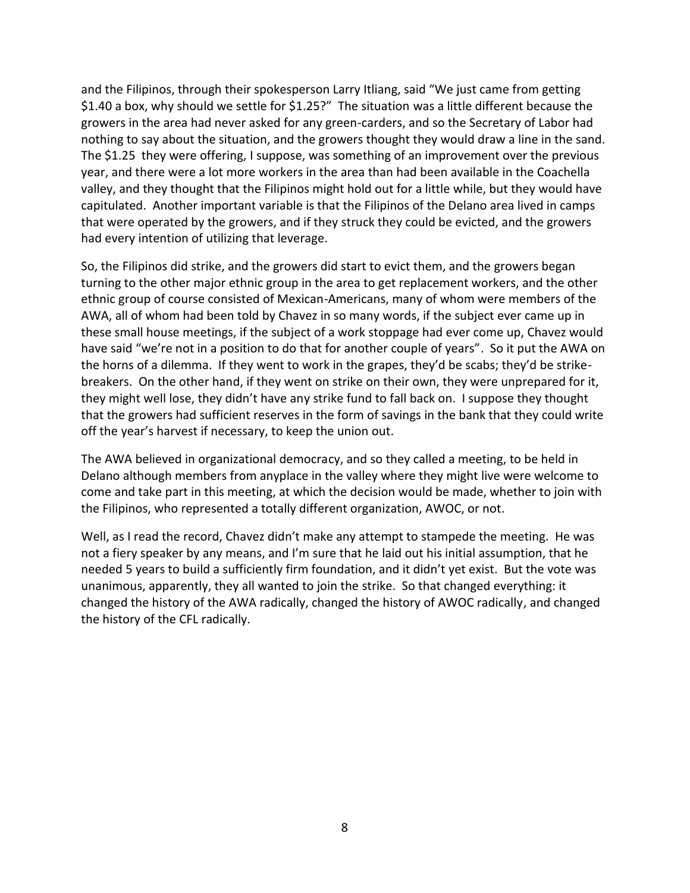and the Filipinos, through their spokesperson Larry Itliang, said "We just came from getting $1.40 a box, why should we settle for $1.25?" The situation was a little different because the growers in the area had never asked for any green-carders, and so the Secretary of Labor had nothing to say about the situation, and the growers thought they would draw a line in the sand. The $1.25 they were offering, I suppose, was something of an improvement over the previous year, and there were a lot more workers in the area than had been available in the Coachella valley, and they thought that the Filipinos might hold out for a little while, but they would have capitulated. Another important variable is that the Filipinos of the Delano area lived in camps that were operated by the growers, and if they struck they could be evicted, and the growers had every intention of utilizing that leverage.

So, the Filipinos did strike, and the growers did start to evict them, and the growers began turning to the other major ethnic group in the area to get replacement workers, and the other ethnic group of course consisted of Mexican-Americans, many of whom were members of the AWA, all of whom had been told by Chavez in so many words, if the subject ever came up in these small house meetings, if the subject of a work stoppage had ever come up, Chavez would have said "we're not in a position to do that for another couple of years". So it put the AWA on the horns of a dilemma. If they went to work in the grapes, they'd be scabs; they'd be strike-breakers. On the other hand, if they went on strike on their own, they were unprepared for it, they might well lose, they didn't have any strike fund to fall back on. I suppose they thought that the growers had sufficient reserves in the form of savings in the bank that they could write off the year's harvest if necessary, to keep the union out.

The AWA believed in organizational democracy, and so they called a meeting, to be held in Delano although members from anyplace in the valley where they might live were welcome to come and take part in this meeting, at which the decision would be made, whether to join with the Filipinos, who represented a totally different organization, AWOC, or not.

Well, as I read the record, Chavez didn't make any attempt to stampede the meeting. He was not a fiery speaker by any means, and I'm sure that he laid out his initial assumption, that he needed 5 years to build a sufficiently firm foundation, and it didn't yet exist. But the vote was unanimous, apparently, they all wanted to join the strike. So that changed everything: it changed the history of the AWA radically, changed the history of AWOC radically, and changed the history of the CFL radically.